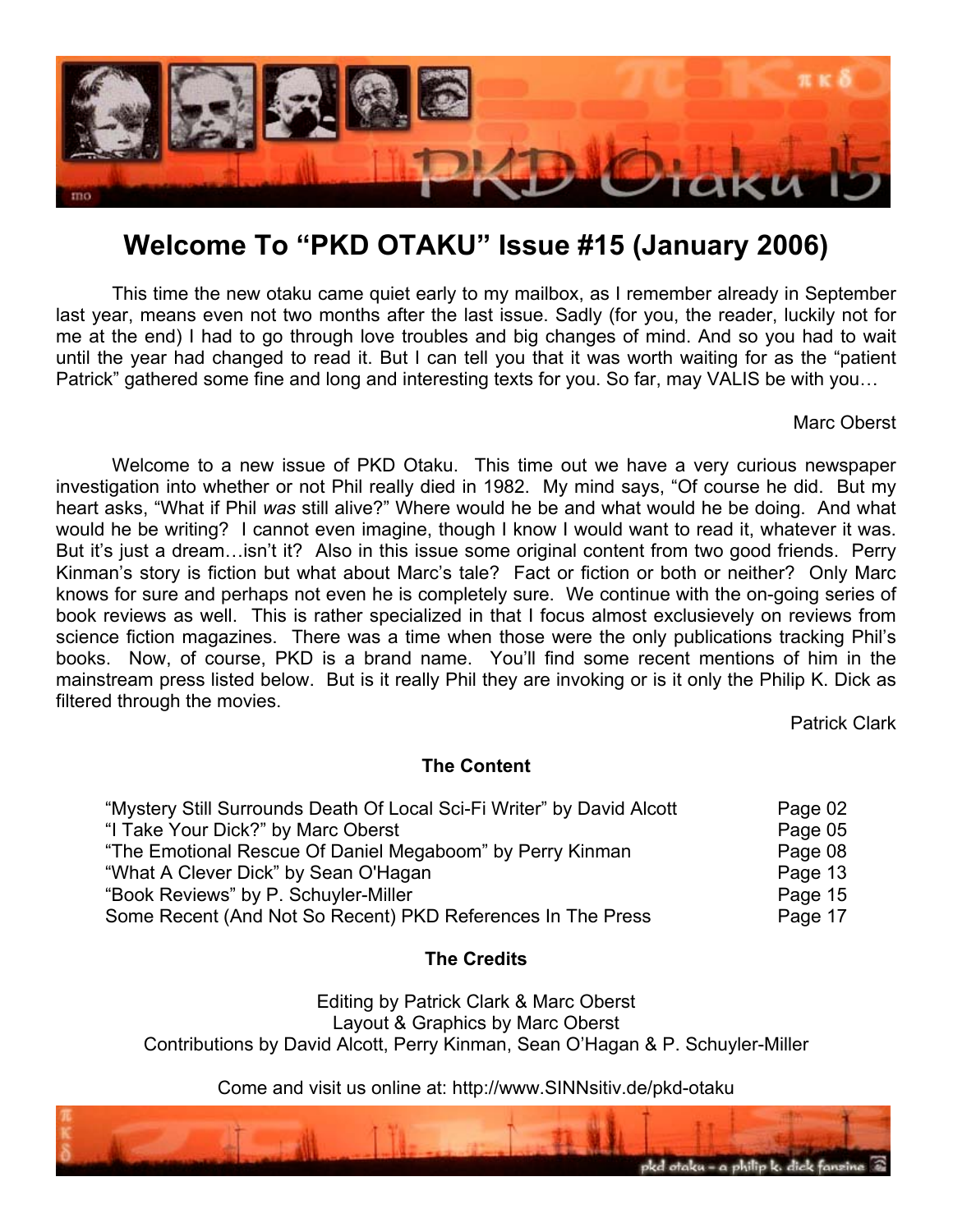# Welcome To "PKD OTAKU" Issue #15 (January 2006)

This time the new otaku came quiet early to my mailbox, as I remember already in September last year, means even not two months after the last issue. Sadly (for you, the reader, luckily not for me at the end) I had to go through love troubles and big changes of mind. And so you had to wait until the year had changed to read it. But I can tell you that it was worth waiting for as the "patient Patrick" gathered some fine and long and interesting texts for you. So far, may VALIS be with you…

Marc Oberst

Welcome to a new issue of PKD Otaku. This time out we have a very curious newspaper investigation into whether or not Phil really died in 1982. My mind says, "Of course he did. But my heart asks, "What if Phil *was* still alive?" Where would he be and what would he be doing. And what would he be writing? I cannot even imagine, though I know I would want to read it, whatever it was. But it's just a dream…isn't it? Also in this issue some original content from two good friends. Perry Kinman's story is fiction but what about Marc's tale? Fact or fiction or both or neither? Only Marc knows for sure and perhaps not even he is completely sure. We continue with the on-going series of book reviews as well. This is rather specialized in that I focus almost exclusievely on reviews from science fiction magazines. There was a time when those were the only publications tracking Phil's books. Now, of course, PKD is a brand name. You'll find some recent mentions of him in the mainstream press listed below. But is it really Phil they are invoking or is it only the Philip K. Dick as filtered through the movies.

Patrick Clark

### The Content

| | |
|---|---|
| "Mystery Still Surrounds Death Of Local Sci-Fi Writer" by David Alcott | Page 02 |
| "I Take Your Dick?" by Marc Oberst | Page 05 |
| "The Emotional Rescue Of Daniel Megaboom" by Perry Kinman | Page 08 |
| "What A Clever Dick" by Sean O'Hagan | Page 13 |
| "Book Reviews" by P. Schuyler-Miller | Page 15 |
| Some Recent (And Not So Recent) PKD References In The Press | Page 17 |

### The Credits

Editing by Patrick Clark & Marc Oberst
Layout & Graphics by Marc Oberst
Contributions by David Alcott, Perry Kinman, Sean O'Hagan & P. Schuyler-Miller

Come and visit us online at: http://www.SINNsitiv.de/pkd-otaku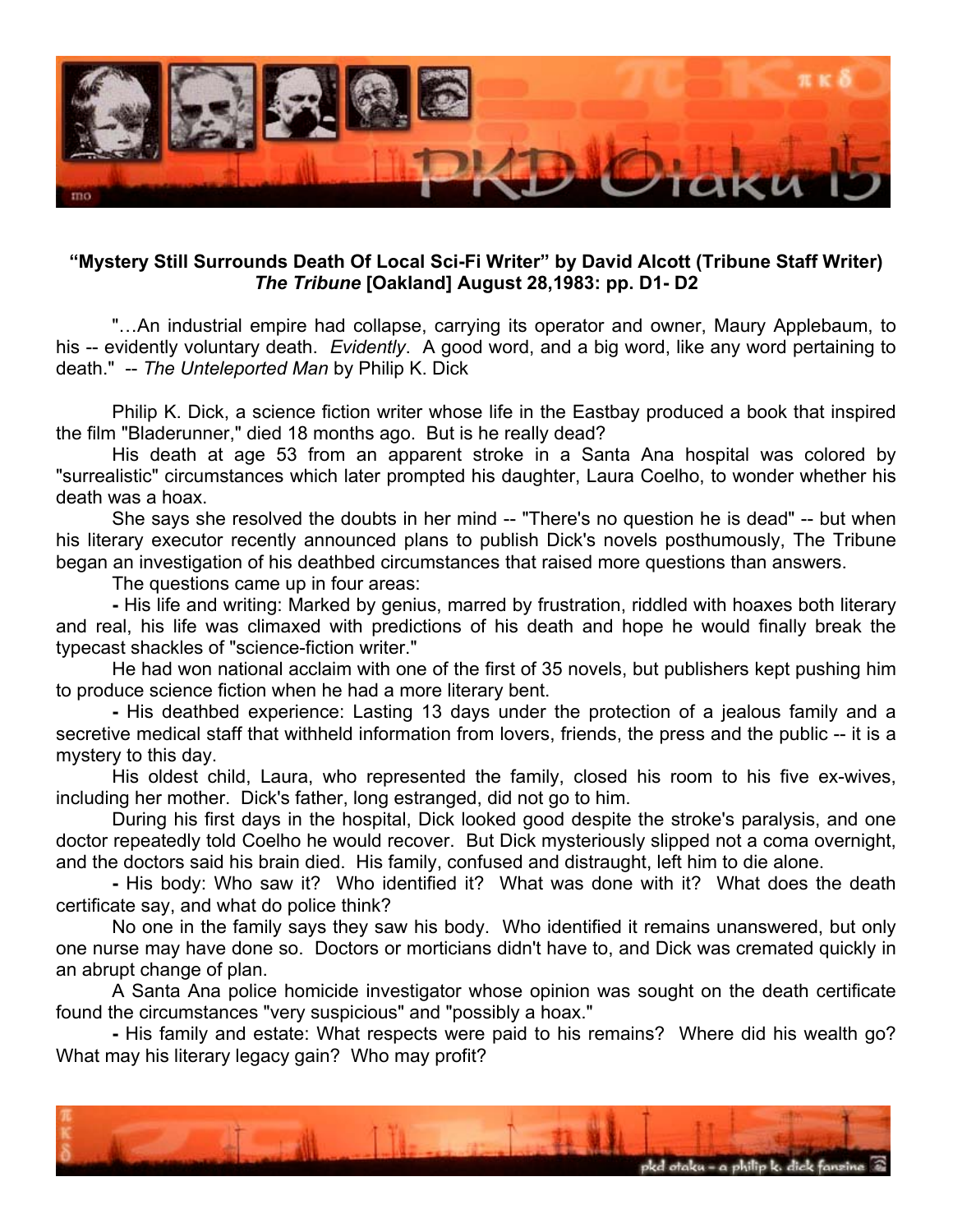**“Mystery Still Surrounds Death Of Local Sci-Fi Writer” by David Alcott (Tribune Staff Writer)**
***The Tribune* [Oakland] August 28,1983: pp. D1- D2**

"…An industrial empire had collapse, carrying its operator and owner, Maury Applebaum, to his -- evidently voluntary death. *Evidently*. A good word, and a big word, like any word pertaining to death." -- *The Unteleported Man* by Philip K. Dick

Philip K. Dick, a science fiction writer whose life in the Eastbay produced a book that inspired the film "Bladerunner," died 18 months ago. But is he really dead?

His death at age 53 from an apparent stroke in a Santa Ana hospital was colored by "surrealistic" circumstances which later prompted his daughter, Laura Coelho, to wonder whether his death was a hoax.

She says she resolved the doubts in her mind -- "There's no question he is dead" -- but when his literary executor recently announced plans to publish Dick's novels posthumously, The Tribune began an investigation of his deathbed circumstances that raised more questions than answers.

The questions came up in four areas:

**-** His life and writing: Marked by genius, marred by frustration, riddled with hoaxes both literary and real, his life was climaxed with predictions of his death and hope he would finally break the typecast shackles of "science-fiction writer."

He had won national acclaim with one of the first of 35 novels, but publishers kept pushing him to produce science fiction when he had a more literary bent.

**-** His deathbed experience: Lasting 13 days under the protection of a jealous family and a secretive medical staff that withheld information from lovers, friends, the press and the public -- it is a mystery to this day.

His oldest child, Laura, who represented the family, closed his room to his five ex-wives, including her mother. Dick's father, long estranged, did not go to him.

During his first days in the hospital, Dick looked good despite the stroke's paralysis, and one doctor repeatedly told Coelho he would recover. But Dick mysteriously slipped not a coma overnight, and the doctors said his brain died. His family, confused and distraught, left him to die alone.

**-** His body: Who saw it? Who identified it? What was done with it? What does the death certificate say, and what do police think?

No one in the family says they saw his body. Who identified it remains unanswered, but only one nurse may have done so. Doctors or morticians didn't have to, and Dick was cremated quickly in an abrupt change of plan.

A Santa Ana police homicide investigator whose opinion was sought on the death certificate found the circumstances "very suspicious" and "possibly a hoax."

**-** His family and estate: What respects were paid to his remains? Where did his wealth go? What may his literary legacy gain? Who may profit?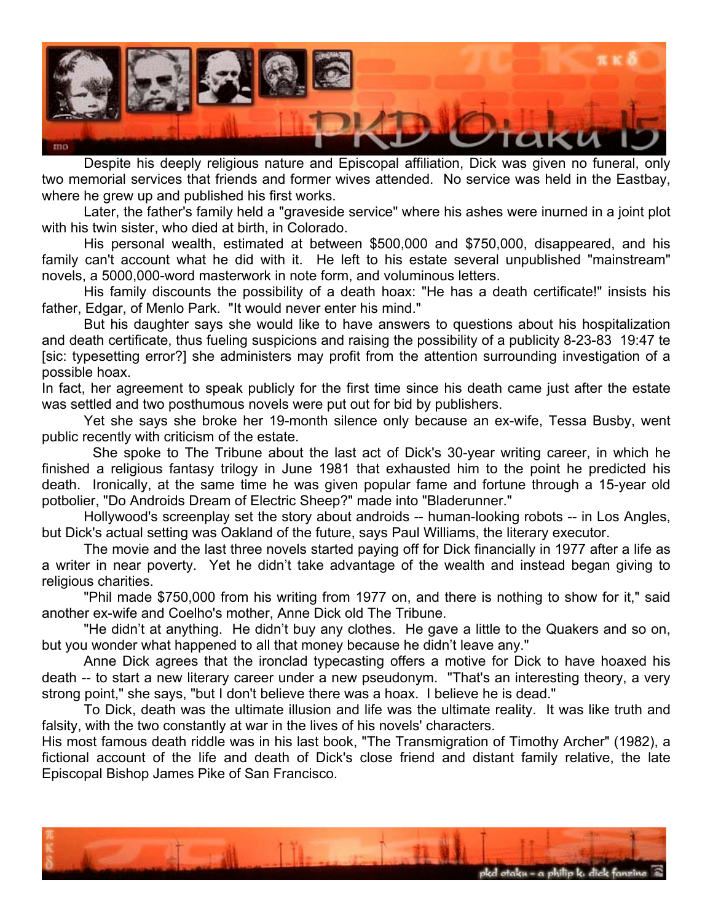Despite his deeply religious nature and Episcopal affiliation, Dick was given no funeral, only two memorial services that friends and former wives attended. No service was held in the Eastbay, where he grew up and published his first works.

Later, the father's family held a "graveside service" where his ashes were inurned in a joint plot with his twin sister, who died at birth, in Colorado.

His personal wealth, estimated at between $500,000 and $750,000, disappeared, and his family can't account what he did with it. He left to his estate several unpublished "mainstream" novels, a 5000,000-word masterwork in note form, and voluminous letters.

His family discounts the possibility of a death hoax: "He has a death certificate!" insists his father, Edgar, of Menlo Park. "It would never enter his mind."

But his daughter says she would like to have answers to questions about his hospitalization and death certificate, thus fueling suspicions and raising the possibility of a publicity 8-23-83 19:47 te [sic: typesetting error?] she administers may profit from the attention surrounding investigation of a possible hoax.

In fact, her agreement to speak publicly for the first time since his death came just after the estate was settled and two posthumous novels were put out for bid by publishers.

Yet she says she broke her 19-month silence only because an ex-wife, Tessa Busby, went public recently with criticism of the estate.

She spoke to The Tribune about the last act of Dick's 30-year writing career, in which he finished a religious fantasy trilogy in June 1981 that exhausted him to the point he predicted his death. Ironically, at the same time he was given popular fame and fortune through a 15-year old potbolier, "Do Androids Dream of Electric Sheep?" made into "Bladerunner."

Hollywood's screenplay set the story about androids -- human-looking robots -- in Los Angles, but Dick's actual setting was Oakland of the future, says Paul Williams, the literary executor.

The movie and the last three novels started paying off for Dick financially in 1977 after a life as a writer in near poverty. Yet he didn't take advantage of the wealth and instead began giving to religious charities.

"Phil made $750,000 from his writing from 1977 on, and there is nothing to show for it," said another ex-wife and Coelho's mother, Anne Dick old The Tribune.

"He didn't at anything. He didn't buy any clothes. He gave a little to the Quakers and so on, but you wonder what happened to all that money because he didn't leave any."

Anne Dick agrees that the ironclad typecasting offers a motive for Dick to have hoaxed his death -- to start a new literary career under a new pseudonym. "That's an interesting theory, a very strong point," she says, "but I don't believe there was a hoax. I believe he is dead."

To Dick, death was the ultimate illusion and life was the ultimate reality. It was like truth and falsity, with the two constantly at war in the lives of his novels' characters.

His most famous death riddle was in his last book, "The Transmigration of Timothy Archer" (1982), a fictional account of the life and death of Dick's close friend and distant family relative, the late Episcopal Bishop James Pike of San Francisco.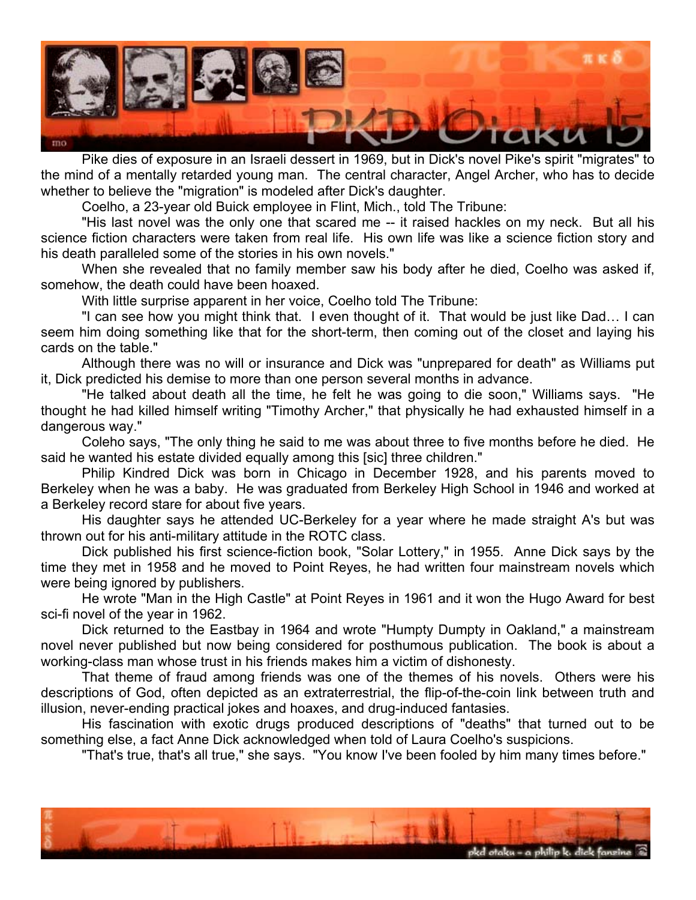Pike dies of exposure in an Israeli dessert in 1969, but in Dick's novel Pike's spirit "migrates" to the mind of a mentally retarded young man. The central character, Angel Archer, who has to decide whether to believe the "migration" is modeled after Dick's daughter.

Coelho, a 23-year old Buick employee in Flint, Mich., told The Tribune:

"His last novel was the only one that scared me -- it raised hackles on my neck. But all his science fiction characters were taken from real life. His own life was like a science fiction story and his death paralleled some of the stories in his own novels."

When she revealed that no family member saw his body after he died, Coelho was asked if, somehow, the death could have been hoaxed.

With little surprise apparent in her voice, Coelho told The Tribune:

"I can see how you might think that. I even thought of it. That would be just like Dad… I can seem him doing something like that for the short-term, then coming out of the closet and laying his cards on the table."

Although there was no will or insurance and Dick was "unprepared for death" as Williams put it, Dick predicted his demise to more than one person several months in advance.

"He talked about death all the time, he felt he was going to die soon," Williams says. "He thought he had killed himself writing "Timothy Archer," that physically he had exhausted himself in a dangerous way."

Coleho says, "The only thing he said to me was about three to five months before he died. He said he wanted his estate divided equally among this [sic] three children."

Philip Kindred Dick was born in Chicago in December 1928, and his parents moved to Berkeley when he was a baby. He was graduated from Berkeley High School in 1946 and worked at a Berkeley record stare for about five years.

His daughter says he attended UC-Berkeley for a year where he made straight A's but was thrown out for his anti-military attitude in the ROTC class.

Dick published his first science-fiction book, "Solar Lottery," in 1955. Anne Dick says by the time they met in 1958 and he moved to Point Reyes, he had written four mainstream novels which were being ignored by publishers.

He wrote "Man in the High Castle" at Point Reyes in 1961 and it won the Hugo Award for best sci-fi novel of the year in 1962.

Dick returned to the Eastbay in 1964 and wrote "Humpty Dumpty in Oakland," a mainstream novel never published but now being considered for posthumous publication. The book is about a working-class man whose trust in his friends makes him a victim of dishonesty.

That theme of fraud among friends was one of the themes of his novels. Others were his descriptions of God, often depicted as an extraterrestrial, the flip-of-the-coin link between truth and illusion, never-ending practical jokes and hoaxes, and drug-induced fantasies.

His fascination with exotic drugs produced descriptions of "deaths" that turned out to be something else, a fact Anne Dick acknowledged when told of Laura Coelho's suspicions.

"That's true, that's all true," she says. "You know I've been fooled by him many times before."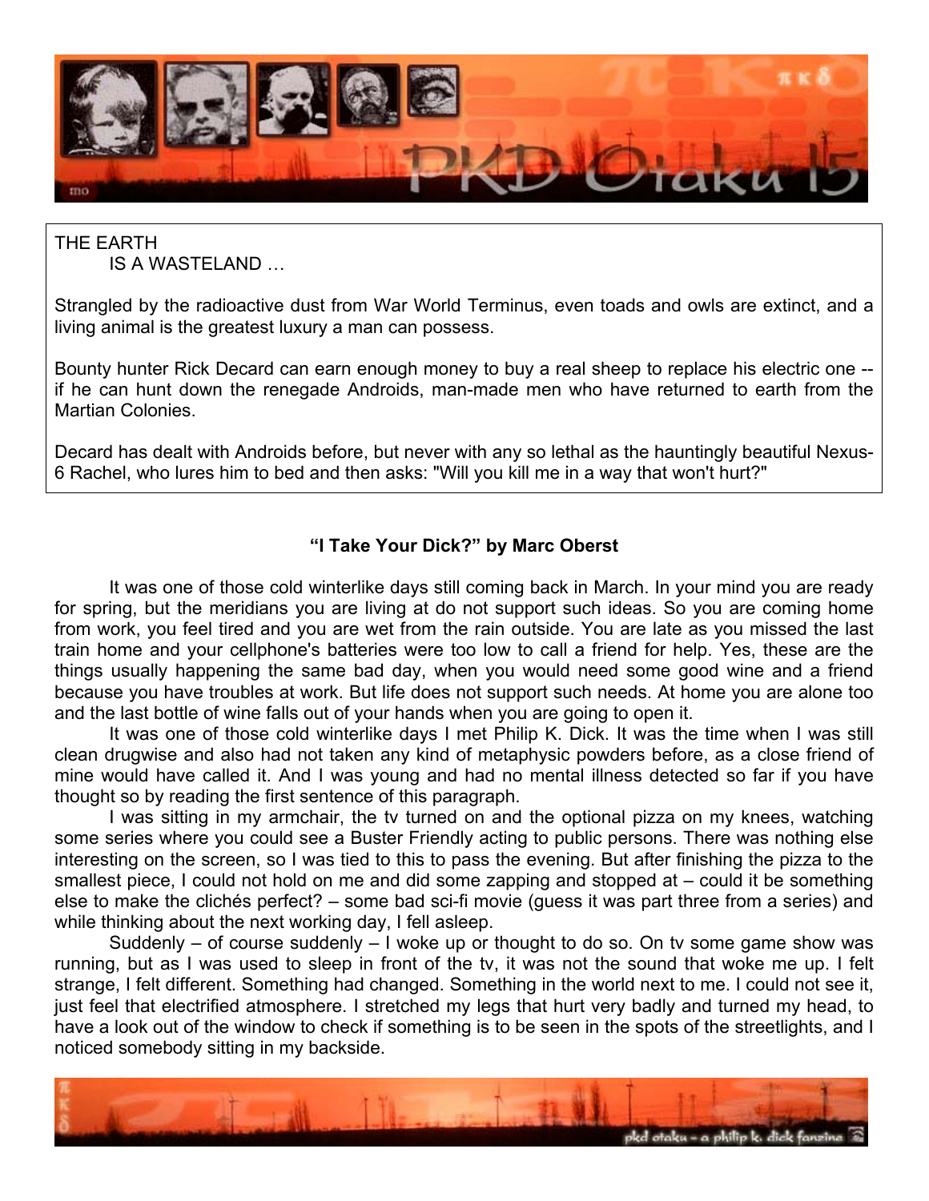THE EARTH
IS A WASTELAND …

Strangled by the radioactive dust from War World Terminus, even toads and owls are extinct, and a living animal is the greatest luxury a man can possess.

Bounty hunter Rick Decard can earn enough money to buy a real sheep to replace his electric one -- if he can hunt down the renegade Androids, man-made men who have returned to earth from the Martian Colonies.

Decard has dealt with Androids before, but never with any so lethal as the hauntingly beautiful Nexus-6 Rachel, who lures him to bed and then asks: "Will you kill me in a way that won't hurt?"

**"I Take Your Dick?" by Marc Oberst**

It was one of those cold winterlike days still coming back in March. In your mind you are ready for spring, but the meridians you are living at do not support such ideas. So you are coming home from work, you feel tired and you are wet from the rain outside. You are late as you missed the last train home and your cellphone's batteries were too low to call a friend for help. Yes, these are the things usually happening the same bad day, when you would need some good wine and a friend because you have troubles at work. But life does not support such needs. At home you are alone too and the last bottle of wine falls out of your hands when you are going to open it.

It was one of those cold winterlike days I met Philip K. Dick. It was the time when I was still clean drugwise and also had not taken any kind of metaphysic powders before, as a close friend of mine would have called it. And I was young and had no mental illness detected so far if you have thought so by reading the first sentence of this paragraph.

I was sitting in my armchair, the tv turned on and the optional pizza on my knees, watching some series where you could see a Buster Friendly acting to public persons. There was nothing else interesting on the screen, so I was tied to this to pass the evening. But after finishing the pizza to the smallest piece, I could not hold on me and did some zapping and stopped at – could it be something else to make the clichés perfect? – some bad sci-fi movie (guess it was part three from a series) and while thinking about the next working day, I fell asleep.

Suddenly – of course suddenly – I woke up or thought to do so. On tv some game show was running, but as I was used to sleep in front of the tv, it was not the sound that woke me up. I felt strange, I felt different. Something had changed. Something in the world next to me. I could not see it, just feel that electrified atmosphere. I stretched my legs that hurt very badly and turned my head, to have a look out of the window to check if something is to be seen in the spots of the streetlights, and I noticed somebody sitting in my backside.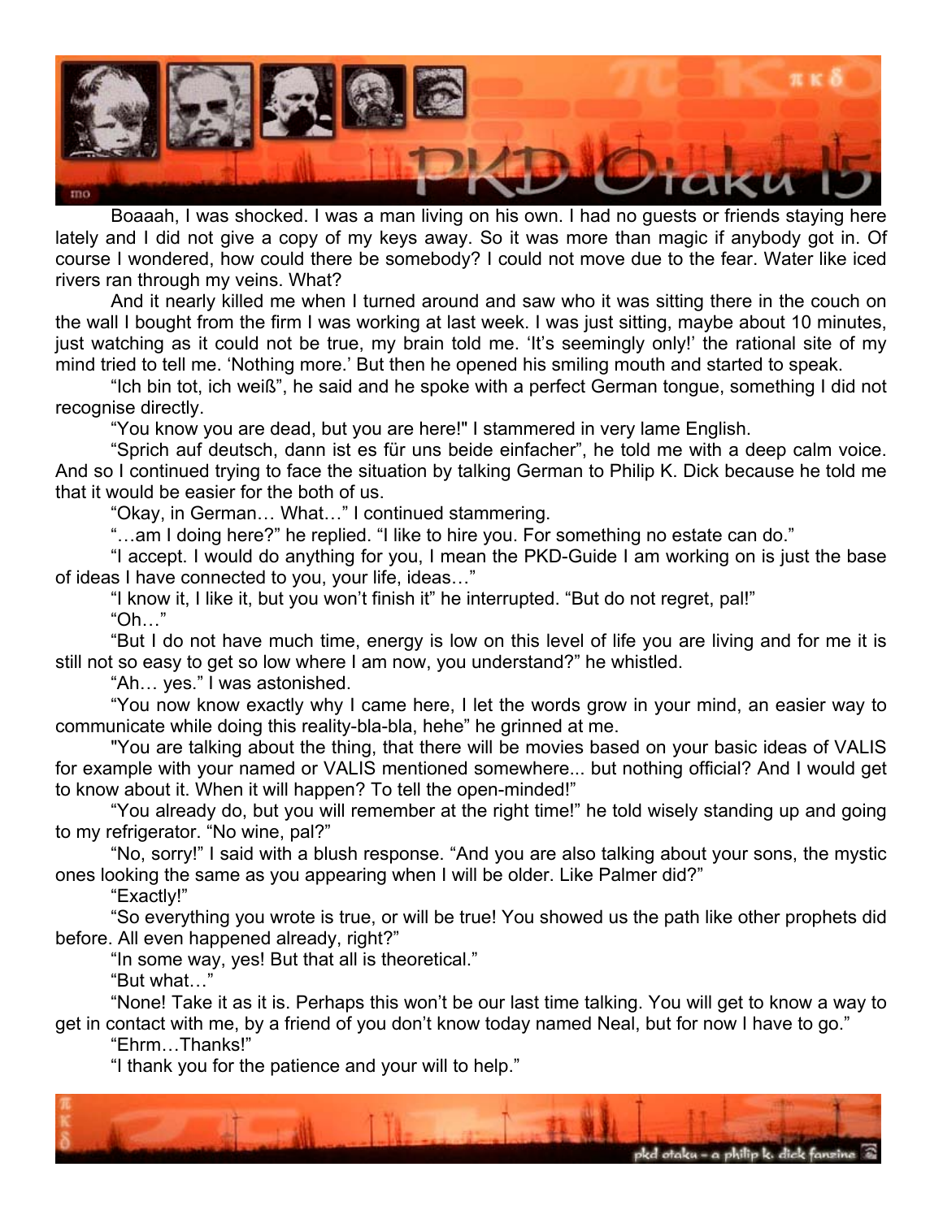Boaaah, I was shocked. I was a man living on his own. I had no guests or friends staying here lately and I did not give a copy of my keys away. So it was more than magic if anybody got in. Of course I wondered, how could there be somebody? I could not move due to the fear. Water like iced rivers ran through my veins. What?

And it nearly killed me when I turned around and saw who it was sitting there in the couch on the wall I bought from the firm I was working at last week. I was just sitting, maybe about 10 minutes, just watching as it could not be true, my brain told me. 'It's seemingly only!' the rational site of my mind tried to tell me. 'Nothing more.' But then he opened his smiling mouth and started to speak.

"Ich bin tot, ich weiß", he said and he spoke with a perfect German tongue, something I did not recognise directly.

"You know you are dead, but you are here!" I stammered in very lame English.

"Sprich auf deutsch, dann ist es für uns beide einfacher", he told me with a deep calm voice. And so I continued trying to face the situation by talking German to Philip K. Dick because he told me that it would be easier for the both of us.

"Okay, in German… What…" I continued stammering.

"…am I doing here?" he replied. "I like to hire you. For something no estate can do."

"I accept. I would do anything for you, I mean the PKD-Guide I am working on is just the base of ideas I have connected to you, your life, ideas…"

"I know it, I like it, but you won't finish it" he interrupted. "But do not regret, pal!"

"Oh…"

"But I do not have much time, energy is low on this level of life you are living and for me it is still not so easy to get so low where I am now, you understand?" he whistled.

"Ah… yes." I was astonished.

"You now know exactly why I came here, I let the words grow in your mind, an easier way to communicate while doing this reality-bla-bla, hehe" he grinned at me.

"You are talking about the thing, that there will be movies based on your basic ideas of VALIS for example with your named or VALIS mentioned somewhere... but nothing official? And I would get to know about it. When it will happen? To tell the open-minded!"

"You already do, but you will remember at the right time!" he told wisely standing up and going to my refrigerator. "No wine, pal?"

"No, sorry!" I said with a blush response. "And you are also talking about your sons, the mystic ones looking the same as you appearing when I will be older. Like Palmer did?"

"Exactly!"

"So everything you wrote is true, or will be true! You showed us the path like other prophets did before. All even happened already, right?"

"In some way, yes! But that all is theoretical."

"But what…"

"None! Take it as it is. Perhaps this won't be our last time talking. You will get to know a way to get in contact with me, by a friend of you don't know today named Neal, but for now I have to go."

"Ehrm…Thanks!"

"I thank you for the patience and your will to help."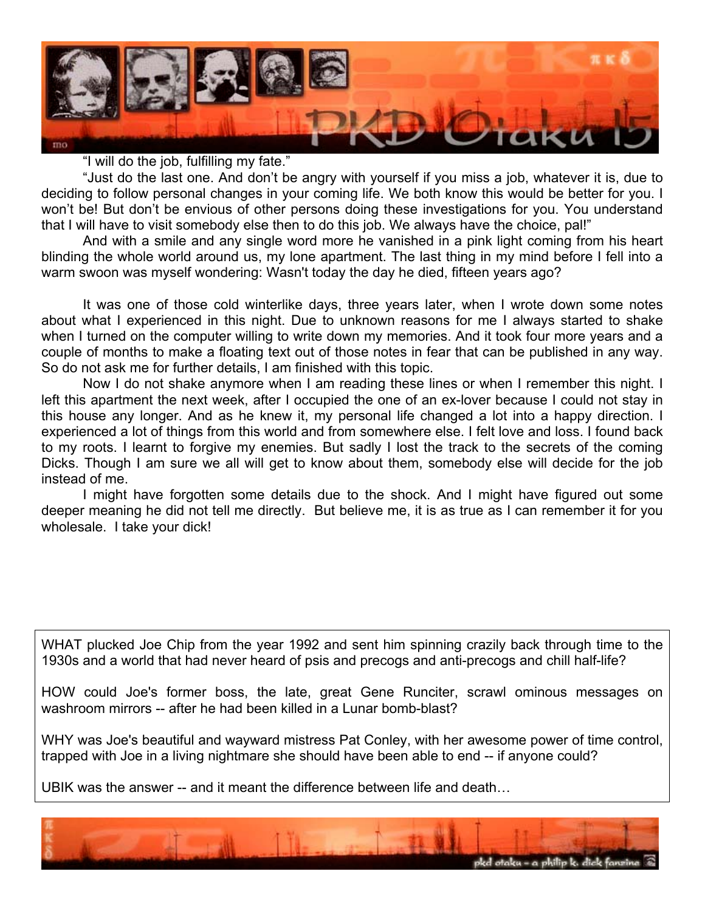"I will do the job, fulfilling my fate."

"Just do the last one. And don't be angry with yourself if you miss a job, whatever it is, due to deciding to follow personal changes in your coming life. We both know this would be better for you. I won't be! But don't be envious of other persons doing these investigations for you. You understand that I will have to visit somebody else then to do this job. We always have the choice, pal!"

And with a smile and any single word more he vanished in a pink light coming from his heart blinding the whole world around us, my lone apartment. The last thing in my mind before I fell into a warm swoon was myself wondering: Wasn't today the day he died, fifteen years ago?

It was one of those cold winterlike days, three years later, when I wrote down some notes about what I experienced in this night. Due to unknown reasons for me I always started to shake when I turned on the computer willing to write down my memories. And it took four more years and a couple of months to make a floating text out of those notes in fear that can be published in any way. So do not ask me for further details, I am finished with this topic.

Now I do not shake anymore when I am reading these lines or when I remember this night. I left this apartment the next week, after I occupied the one of an ex-lover because I could not stay in this house any longer. And as he knew it, my personal life changed a lot into a happy direction. I experienced a lot of things from this world and from somewhere else. I felt love and loss. I found back to my roots. I learnt to forgive my enemies. But sadly I lost the track to the secrets of the coming Dicks. Though I am sure we all will get to know about them, somebody else will decide for the job instead of me.

I might have forgotten some details due to the shock. And I might have figured out some deeper meaning he did not tell me directly. But believe me, it is as true as I can remember it for you wholesale. I take your dick!

---

WHAT plucked Joe Chip from the year 1992 and sent him spinning crazily back through time to the 1930s and a world that had never heard of psis and precogs and anti-precogs and chill half-life?

HOW could Joe's former boss, the late, great Gene Runciter, scrawl ominous messages on washroom mirrors -- after he had been killed in a Lunar bomb-blast?

WHY was Joe's beautiful and wayward mistress Pat Conley, with her awesome power of time control, trapped with Joe in a living nightmare she should have been able to end -- if anyone could?

UBIK was the answer -- and it meant the difference between life and death…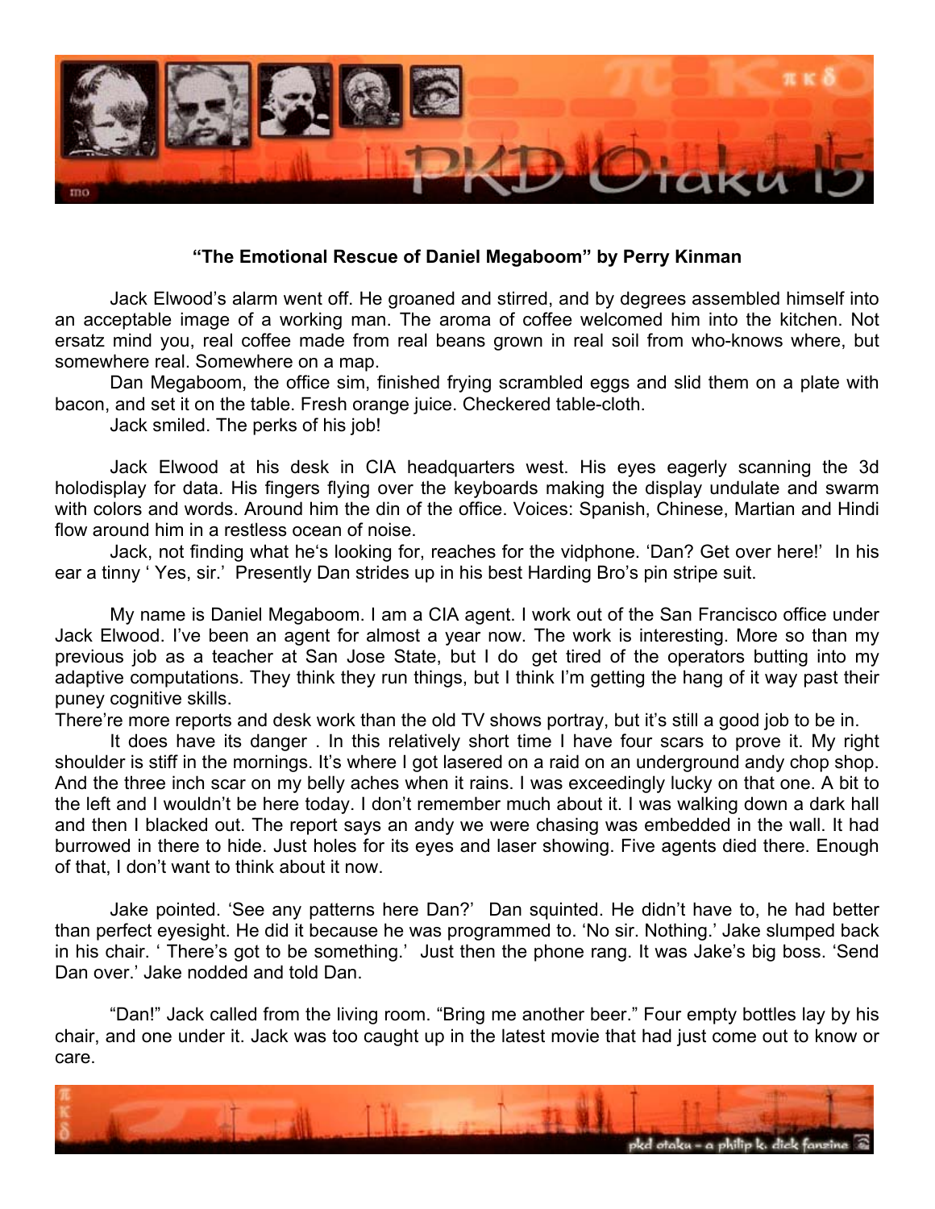**"The Emotional Rescue of Daniel Megaboom" by Perry Kinman**

Jack Elwood's alarm went off. He groaned and stirred, and by degrees assembled himself into an acceptable image of a working man. The aroma of coffee welcomed him into the kitchen. Not ersatz mind you, real coffee made from real beans grown in real soil from who-knows where, but somewhere real. Somewhere on a map.

Dan Megaboom, the office sim, finished frying scrambled eggs and slid them on a plate with bacon, and set it on the table. Fresh orange juice. Checkered table-cloth.

Jack smiled. The perks of his job!

Jack Elwood at his desk in CIA headquarters west. His eyes eagerly scanning the 3d holodisplay for data. His fingers flying over the keyboards making the display undulate and swarm with colors and words. Around him the din of the office. Voices: Spanish, Chinese, Martian and Hindi flow around him in a restless ocean of noise.

Jack, not finding what he's looking for, reaches for the vidphone. 'Dan? Get over here!' In his ear a tinny ' Yes, sir.' Presently Dan strides up in his best Harding Bro's pin stripe suit.

My name is Daniel Megaboom. I am a CIA agent. I work out of the San Francisco office under Jack Elwood. I've been an agent for almost a year now. The work is interesting. More so than my previous job as a teacher at San Jose State, but I do get tired of the operators butting into my adaptive computations. They think they run things, but I think I'm getting the hang of it way past their puney cognitive skills.
There're more reports and desk work than the old TV shows portray, but it's still a good job to be in.

It does have its danger . In this relatively short time I have four scars to prove it. My right shoulder is stiff in the mornings. It's where I got lasered on a raid on an underground andy chop shop. And the three inch scar on my belly aches when it rains. I was exceedingly lucky on that one. A bit to the left and I wouldn't be here today. I don't remember much about it. I was walking down a dark hall and then I blacked out. The report says an andy we were chasing was embedded in the wall. It had burrowed in there to hide. Just holes for its eyes and laser showing. Five agents died there. Enough of that, I don't want to think about it now.

Jake pointed. 'See any patterns here Dan?' Dan squinted. He didn't have to, he had better than perfect eyesight. He did it because he was programmed to. 'No sir. Nothing.' Jake slumped back in his chair. ' There's got to be something.' Just then the phone rang. It was Jake's big boss. 'Send Dan over.' Jake nodded and told Dan.

"Dan!" Jack called from the living room. "Bring me another beer." Four empty bottles lay by his chair, and one under it. Jack was too caught up in the latest movie that had just come out to know or care.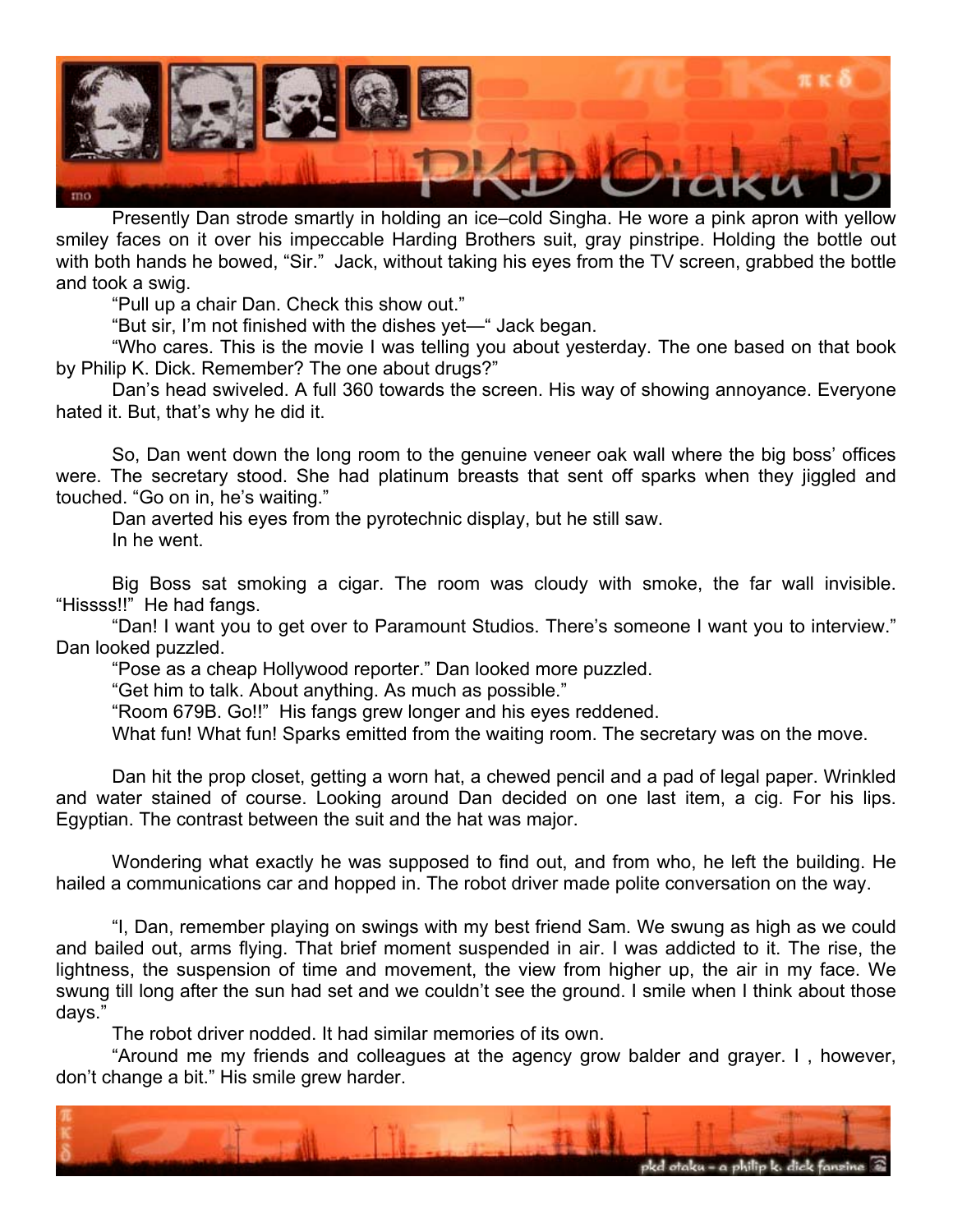Presently Dan strode smartly in holding an ice–cold Singha. He wore a pink apron with yellow smiley faces on it over his impeccable Harding Brothers suit, gray pinstripe. Holding the bottle out with both hands he bowed, "Sir." Jack, without taking his eyes from the TV screen, grabbed the bottle and took a swig.

"Pull up a chair Dan. Check this show out."

"But sir, I'm not finished with the dishes yet—" Jack began.

"Who cares. This is the movie I was telling you about yesterday. The one based on that book by Philip K. Dick. Remember? The one about drugs?"

Dan's head swiveled. A full 360 towards the screen. His way of showing annoyance. Everyone hated it. But, that's why he did it.

So, Dan went down the long room to the genuine veneer oak wall where the big boss' offices were. The secretary stood. She had platinum breasts that sent off sparks when they jiggled and touched. "Go on in, he's waiting."

Dan averted his eyes from the pyrotechnic display, but he still saw.

In he went.

Big Boss sat smoking a cigar. The room was cloudy with smoke, the far wall invisible. "Hissss!!" He had fangs.

"Dan! I want you to get over to Paramount Studios. There's someone I want you to interview." Dan looked puzzled.

"Pose as a cheap Hollywood reporter." Dan looked more puzzled.

"Get him to talk. About anything. As much as possible."

"Room 679B. Go!!" His fangs grew longer and his eyes reddened.

What fun! What fun! Sparks emitted from the waiting room. The secretary was on the move.

Dan hit the prop closet, getting a worn hat, a chewed pencil and a pad of legal paper. Wrinkled and water stained of course. Looking around Dan decided on one last item, a cig. For his lips. Egyptian. The contrast between the suit and the hat was major.

Wondering what exactly he was supposed to find out, and from who, he left the building. He hailed a communications car and hopped in. The robot driver made polite conversation on the way.

"I, Dan, remember playing on swings with my best friend Sam. We swung as high as we could and bailed out, arms flying. That brief moment suspended in air. I was addicted to it. The rise, the lightness, the suspension of time and movement, the view from higher up, the air in my face. We swung till long after the sun had set and we couldn't see the ground. I smile when I think about those days."

The robot driver nodded. It had similar memories of its own.

"Around me my friends and colleagues at the agency grow balder and grayer. I , however, don't change a bit." His smile grew harder.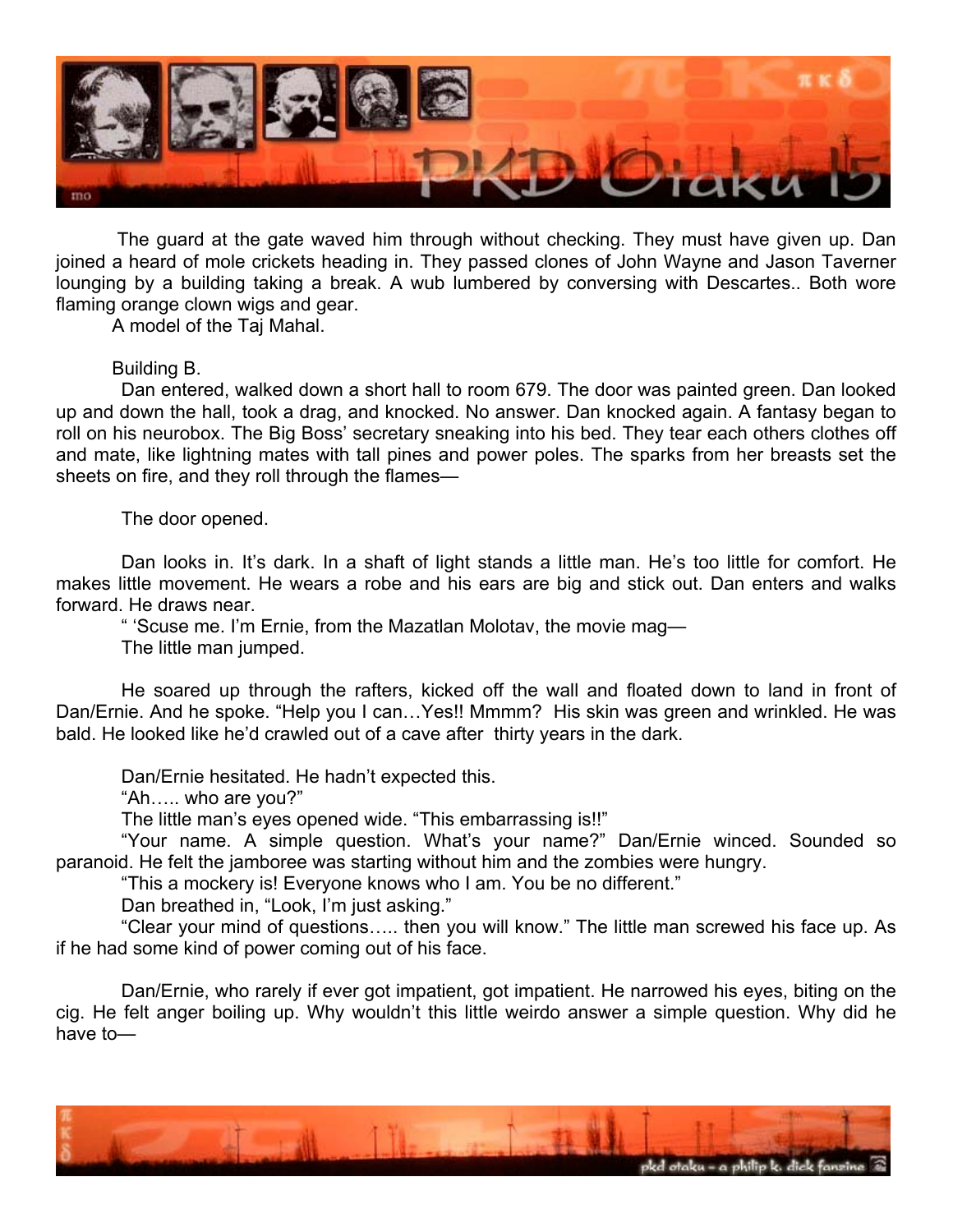The guard at the gate waved him through without checking. They must have given up. Dan joined a heard of mole crickets heading in. They passed clones of John Wayne and Jason Taverner lounging by a building taking a break. A wub lumbered by conversing with Descartes.. Both wore flaming orange clown wigs and gear.

A model of the Taj Mahal.

Building B.

Dan entered, walked down a short hall to room 679. The door was painted green. Dan looked up and down the hall, took a drag, and knocked. No answer. Dan knocked again. A fantasy began to roll on his neurobox. The Big Boss' secretary sneaking into his bed. They tear each others clothes off and mate, like lightning mates with tall pines and power poles. The sparks from her breasts set the sheets on fire, and they roll through the flames—

The door opened.

Dan looks in. It's dark. In a shaft of light stands a little man. He's too little for comfort. He makes little movement. He wears a robe and his ears are big and stick out. Dan enters and walks forward. He draws near.

" 'Scuse me. I'm Ernie, from the Mazatlan Molotav, the movie mag—

The little man jumped.

He soared up through the rafters, kicked off the wall and floated down to land in front of Dan/Ernie. And he spoke. "Help you I can…Yes!! Mmmm? His skin was green and wrinkled. He was bald. He looked like he'd crawled out of a cave after thirty years in the dark.

Dan/Ernie hesitated. He hadn't expected this.

"Ah….. who are you?"

The little man's eyes opened wide. "This embarrassing is!!"

"Your name. A simple question. What's your name?" Dan/Ernie winced. Sounded so paranoid. He felt the jamboree was starting without him and the zombies were hungry.

"This a mockery is! Everyone knows who I am. You be no different."

Dan breathed in, "Look, I'm just asking."

"Clear your mind of questions….. then you will know." The little man screwed his face up. As if he had some kind of power coming out of his face.

Dan/Ernie, who rarely if ever got impatient, got impatient. He narrowed his eyes, biting on the cig. He felt anger boiling up. Why wouldn't this little weirdo answer a simple question. Why did he have to—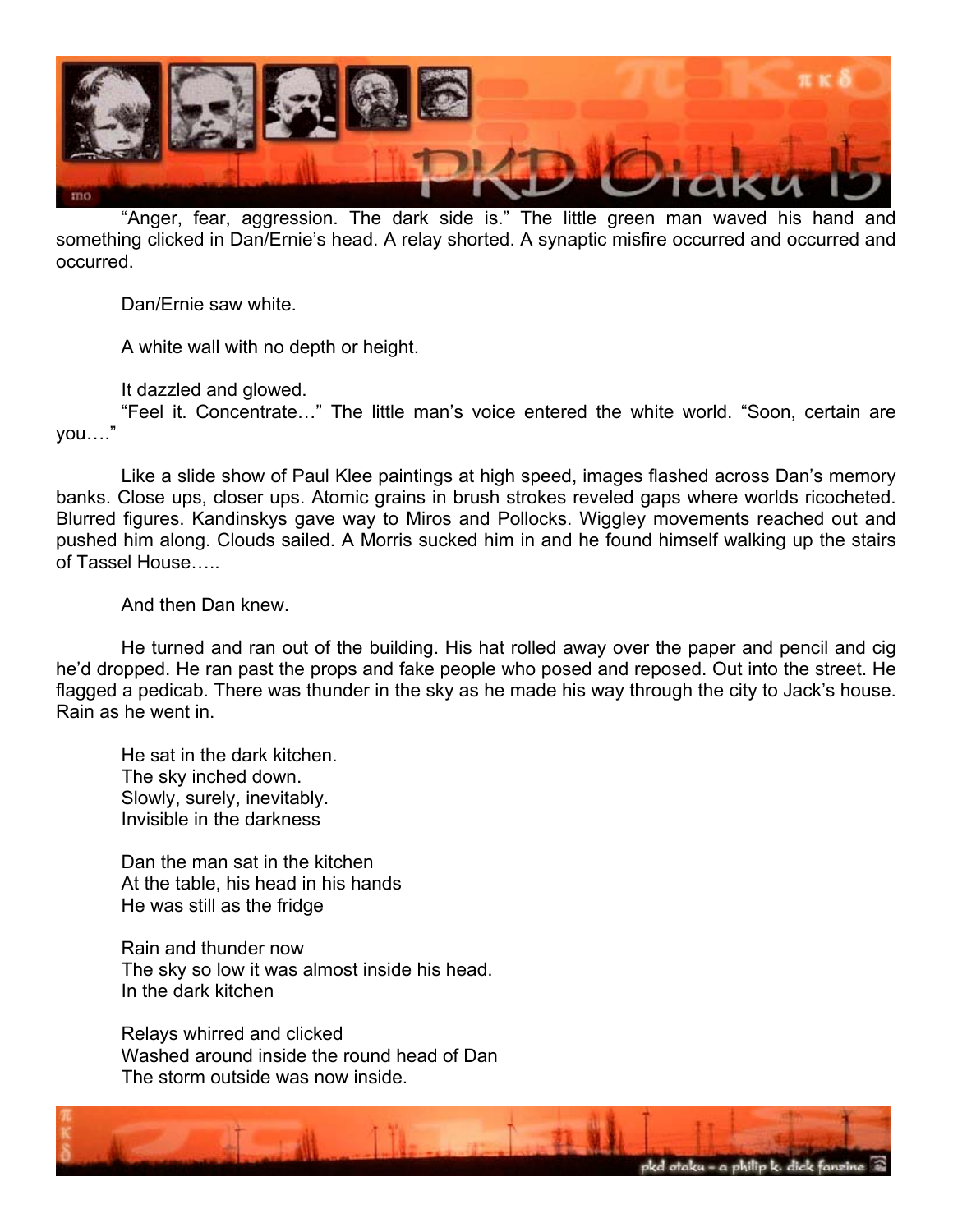"Anger, fear, aggression. The dark side is." The little green man waved his hand and something clicked in Dan/Ernie's head. A relay shorted. A synaptic misfire occurred and occurred and occurred.

Dan/Ernie saw white.

A white wall with no depth or height.

It dazzled and glowed.

"Feel it. Concentrate…" The little man's voice entered the white world. "Soon, certain are you…."

Like a slide show of Paul Klee paintings at high speed, images flashed across Dan's memory banks. Close ups, closer ups. Atomic grains in brush strokes reveled gaps where worlds ricocheted. Blurred figures. Kandinskys gave way to Miros and Pollocks. Wiggley movements reached out and pushed him along. Clouds sailed. A Morris sucked him in and he found himself walking up the stairs of Tassel House…..

And then Dan knew.

He turned and ran out of the building. His hat rolled away over the paper and pencil and cig he'd dropped. He ran past the props and fake people who posed and reposed. Out into the street. He flagged a pedicab. There was thunder in the sky as he made his way through the city to Jack's house. Rain as he went in.

He sat in the dark kitchen.
The sky inched down.
Slowly, surely, inevitably.
Invisible in the darkness

Dan the man sat in the kitchen
At the table, his head in his hands
He was still as the fridge

Rain and thunder now
The sky so low it was almost inside his head.
In the dark kitchen

Relays whirred and clicked
Washed around inside the round head of Dan
The storm outside was now inside.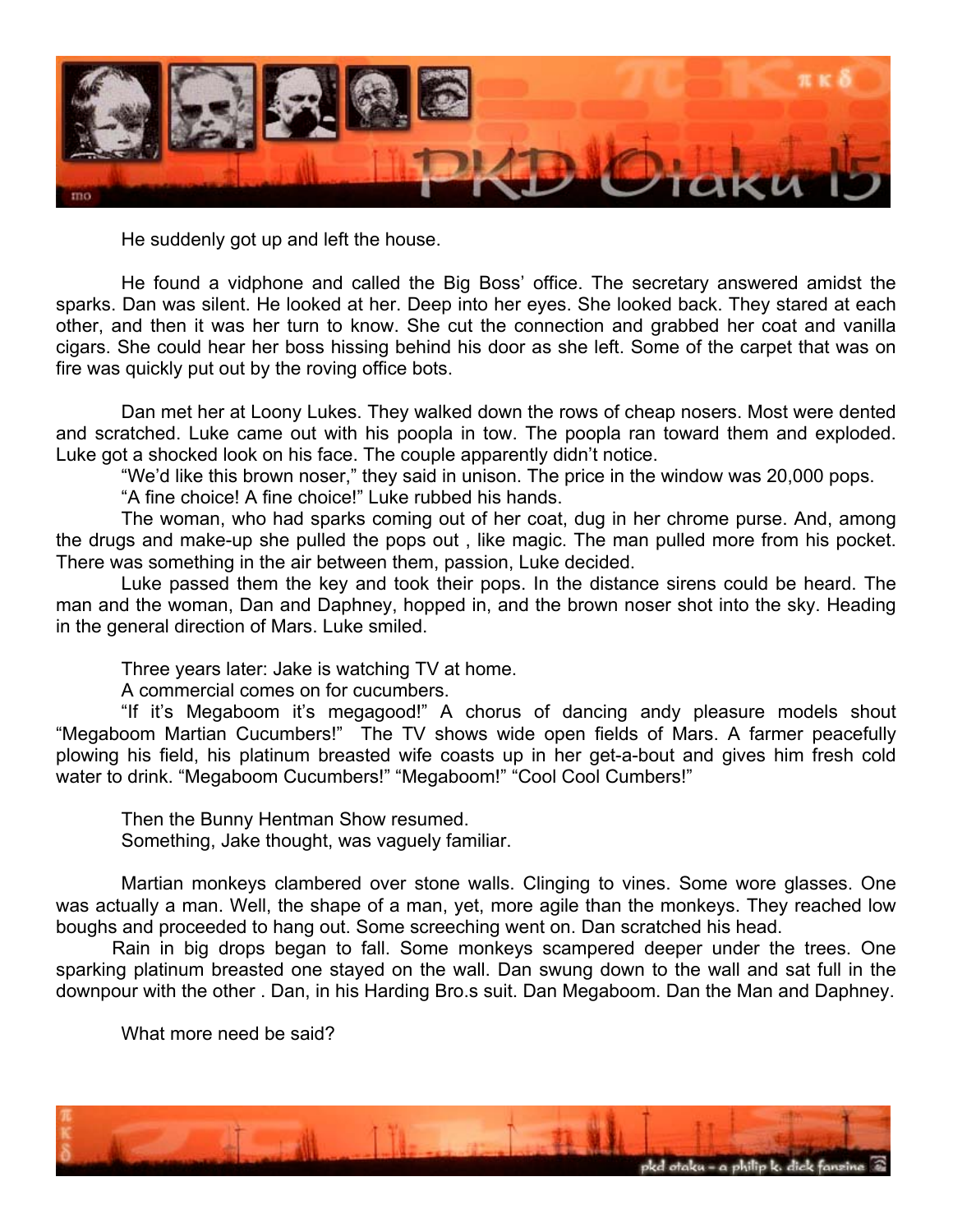He suddenly got up and left the house.

He found a vidphone and called the Big Boss' office. The secretary answered amidst the sparks. Dan was silent. He looked at her. Deep into her eyes. She looked back. They stared at each other, and then it was her turn to know. She cut the connection and grabbed her coat and vanilla cigars. She could hear her boss hissing behind his door as she left. Some of the carpet that was on fire was quickly put out by the roving office bots.

Dan met her at Loony Lukes. They walked down the rows of cheap nosers. Most were dented and scratched. Luke came out with his poopla in tow. The poopla ran toward them and exploded. Luke got a shocked look on his face. The couple apparently didn't notice.

"We'd like this brown noser," they said in unison. The price in the window was 20,000 pops.

"A fine choice! A fine choice!" Luke rubbed his hands.

The woman, who had sparks coming out of her coat, dug in her chrome purse. And, among the drugs and make-up she pulled the pops out , like magic. The man pulled more from his pocket. There was something in the air between them, passion, Luke decided.

Luke passed them the key and took their pops. In the distance sirens could be heard. The man and the woman, Dan and Daphney, hopped in, and the brown noser shot into the sky. Heading in the general direction of Mars. Luke smiled.

Three years later: Jake is watching TV at home.

A commercial comes on for cucumbers.

"If it's Megaboom it's megagood!" A chorus of dancing andy pleasure models shout "Megaboom Martian Cucumbers!" The TV shows wide open fields of Mars. A farmer peacefully plowing his field, his platinum breasted wife coasts up in her get-a-bout and gives him fresh cold water to drink. "Megaboom Cucumbers!" "Megaboom!" "Cool Cool Cumbers!"

Then the Bunny Hentman Show resumed.

Something, Jake thought, was vaguely familiar.

Martian monkeys clambered over stone walls. Clinging to vines. Some wore glasses. One was actually a man. Well, the shape of a man, yet, more agile than the monkeys. They reached low boughs and proceeded to hang out. Some screeching went on. Dan scratched his head.

Rain in big drops began to fall. Some monkeys scampered deeper under the trees. One sparking platinum breasted one stayed on the wall. Dan swung down to the wall and sat full in the downpour with the other . Dan, in his Harding Bro.s suit. Dan Megaboom. Dan the Man and Daphney.

What more need be said?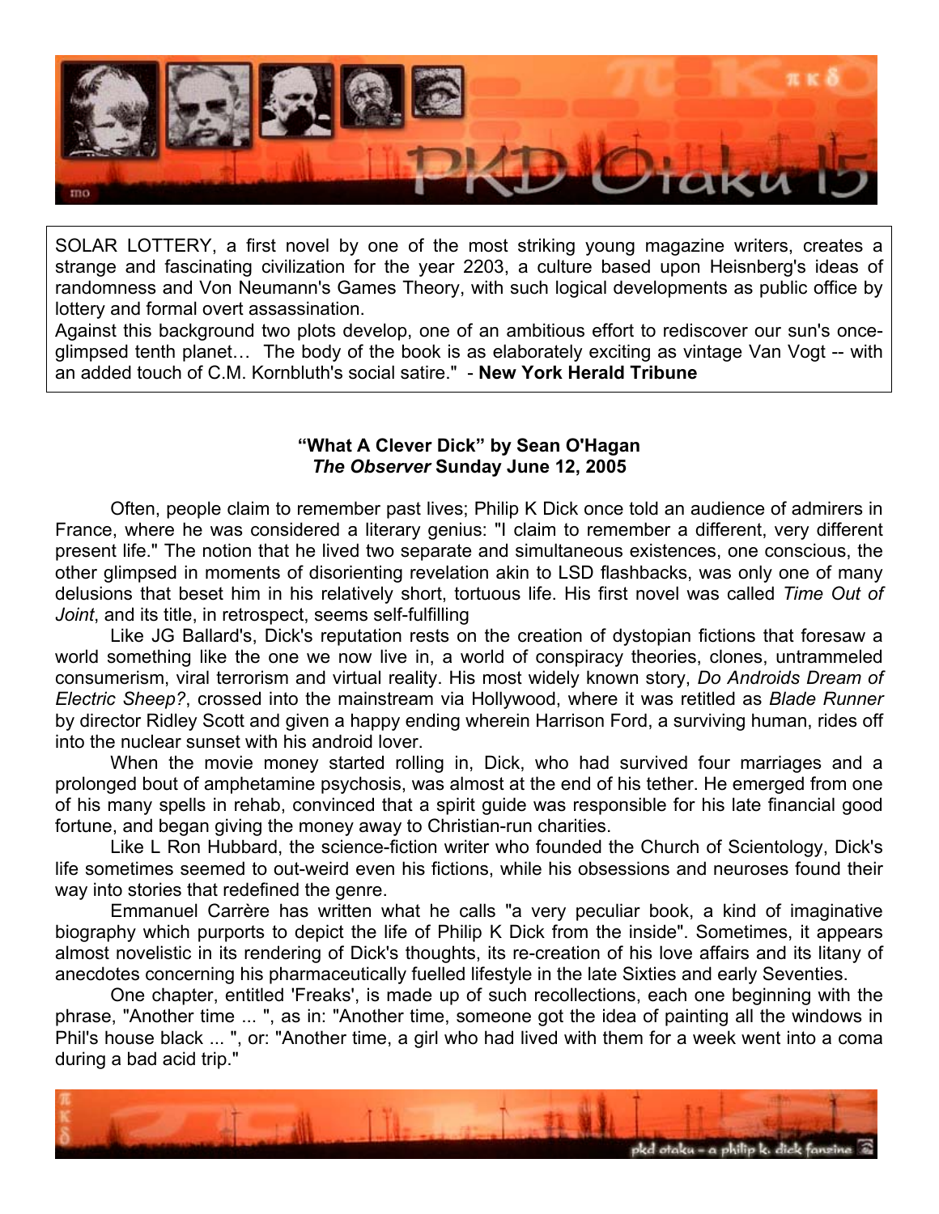SOLAR LOTTERY, a first novel by one of the most striking young magazine writers, creates a strange and fascinating civilization for the year 2203, a culture based upon Heisnberg's ideas of randomness and Von Neumann's Games Theory, with such logical developments as public office by lottery and formal overt assassination.
Against this background two plots develop, one of an ambitious effort to rediscover our sun's once-glimpsed tenth planet… The body of the book is as elaborately exciting as vintage Van Vogt -- with an added touch of C.M. Kornbluth's social satire." - **New York Herald Tribune**

**"What A Clever Dick" by Sean O'Hagan**
***The Observer* Sunday June 12, 2005**

Often, people claim to remember past lives; Philip K Dick once told an audience of admirers in France, where he was considered a literary genius: "I claim to remember a different, very different present life." The notion that he lived two separate and simultaneous existences, one conscious, the other glimpsed in moments of disorienting revelation akin to LSD flashbacks, was only one of many delusions that beset him in his relatively short, tortuous life. His first novel was called *Time Out of Joint*, and its title, in retrospect, seems self-fulfilling

Like JG Ballard's, Dick's reputation rests on the creation of dystopian fictions that foresaw a world something like the one we now live in, a world of conspiracy theories, clones, untrammeled consumerism, viral terrorism and virtual reality. His most widely known story, *Do Androids Dream of Electric Sheep?*, crossed into the mainstream via Hollywood, where it was retitled as *Blade Runner* by director Ridley Scott and given a happy ending wherein Harrison Ford, a surviving human, rides off into the nuclear sunset with his android lover.

When the movie money started rolling in, Dick, who had survived four marriages and a prolonged bout of amphetamine psychosis, was almost at the end of his tether. He emerged from one of his many spells in rehab, convinced that a spirit guide was responsible for his late financial good fortune, and began giving the money away to Christian-run charities.

Like L Ron Hubbard, the science-fiction writer who founded the Church of Scientology, Dick's life sometimes seemed to out-weird even his fictions, while his obsessions and neuroses found their way into stories that redefined the genre.

Emmanuel Carrère has written what he calls "a very peculiar book, a kind of imaginative biography which purports to depict the life of Philip K Dick from the inside". Sometimes, it appears almost novelistic in its rendering of Dick's thoughts, its re-creation of his love affairs and its litany of anecdotes concerning his pharmaceutically fuelled lifestyle in the late Sixties and early Seventies.

One chapter, entitled 'Freaks', is made up of such recollections, each one beginning with the phrase, "Another time ... ", as in: "Another time, someone got the idea of painting all the windows in Phil's house black ... ", or: "Another time, a girl who had lived with them for a week went into a coma during a bad acid trip."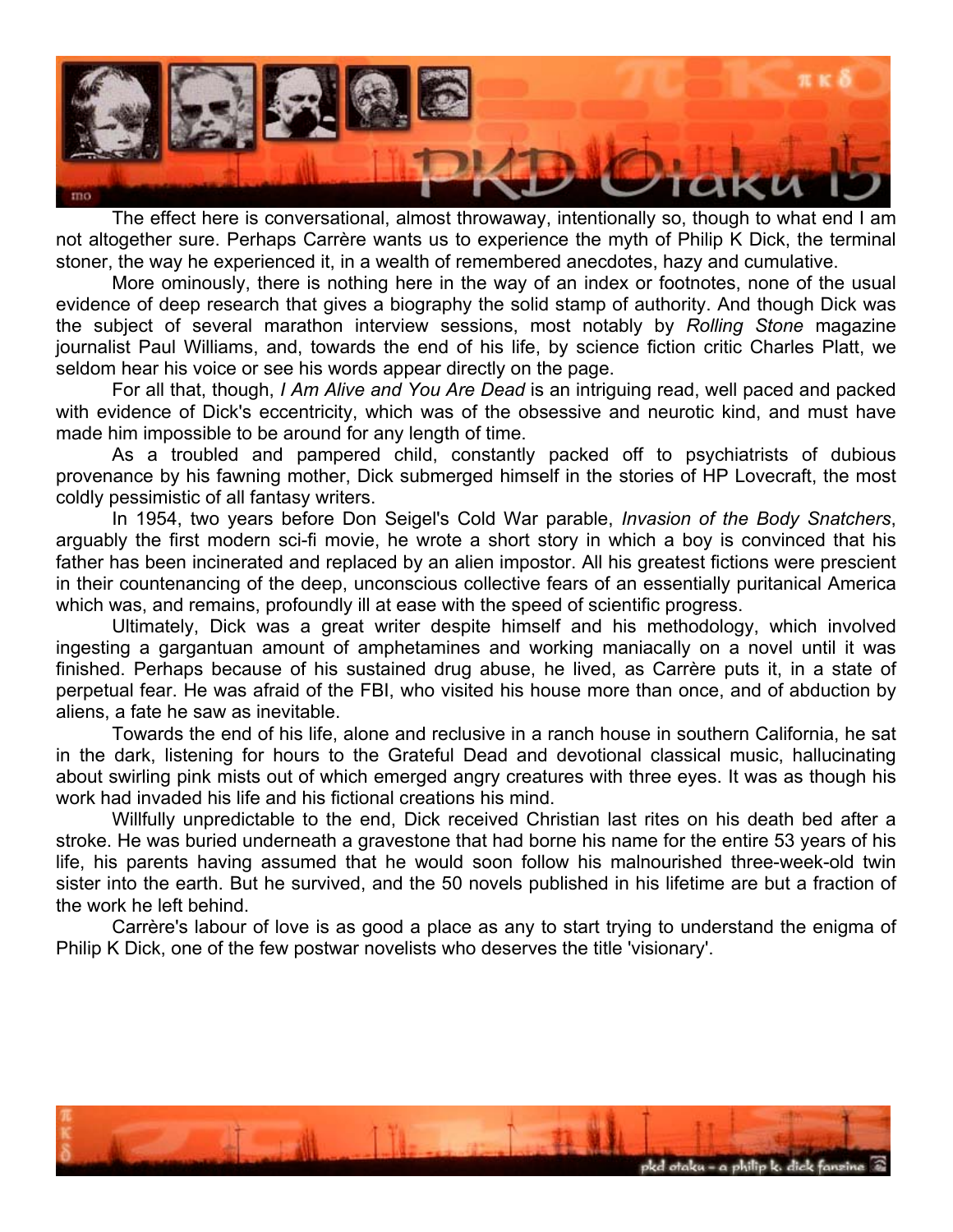The effect here is conversational, almost throwaway, intentionally so, though to what end I am not altogether sure. Perhaps Carrère wants us to experience the myth of Philip K Dick, the terminal stoner, the way he experienced it, in a wealth of remembered anecdotes, hazy and cumulative.

More ominously, there is nothing here in the way of an index or footnotes, none of the usual evidence of deep research that gives a biography the solid stamp of authority. And though Dick was the subject of several marathon interview sessions, most notably by *Rolling Stone* magazine journalist Paul Williams, and, towards the end of his life, by science fiction critic Charles Platt, we seldom hear his voice or see his words appear directly on the page.

For all that, though, *I Am Alive and You Are Dead* is an intriguing read, well paced and packed with evidence of Dick's eccentricity, which was of the obsessive and neurotic kind, and must have made him impossible to be around for any length of time.

As a troubled and pampered child, constantly packed off to psychiatrists of dubious provenance by his fawning mother, Dick submerged himself in the stories of HP Lovecraft, the most coldly pessimistic of all fantasy writers.

In 1954, two years before Don Seigel's Cold War parable, *Invasion of the Body Snatchers*, arguably the first modern sci-fi movie, he wrote a short story in which a boy is convinced that his father has been incinerated and replaced by an alien impostor. All his greatest fictions were prescient in their countenancing of the deep, unconscious collective fears of an essentially puritanical America which was, and remains, profoundly ill at ease with the speed of scientific progress.

Ultimately, Dick was a great writer despite himself and his methodology, which involved ingesting a gargantuan amount of amphetamines and working maniacally on a novel until it was finished. Perhaps because of his sustained drug abuse, he lived, as Carrère puts it, in a state of perpetual fear. He was afraid of the FBI, who visited his house more than once, and of abduction by aliens, a fate he saw as inevitable.

Towards the end of his life, alone and reclusive in a ranch house in southern California, he sat in the dark, listening for hours to the Grateful Dead and devotional classical music, hallucinating about swirling pink mists out of which emerged angry creatures with three eyes. It was as though his work had invaded his life and his fictional creations his mind.

Willfully unpredictable to the end, Dick received Christian last rites on his death bed after a stroke. He was buried underneath a gravestone that had borne his name for the entire 53 years of his life, his parents having assumed that he would soon follow his malnourished three-week-old twin sister into the earth. But he survived, and the 50 novels published in his lifetime are but a fraction of the work he left behind.

Carrère's labour of love is as good a place as any to start trying to understand the enigma of Philip K Dick, one of the few postwar novelists who deserves the title 'visionary'.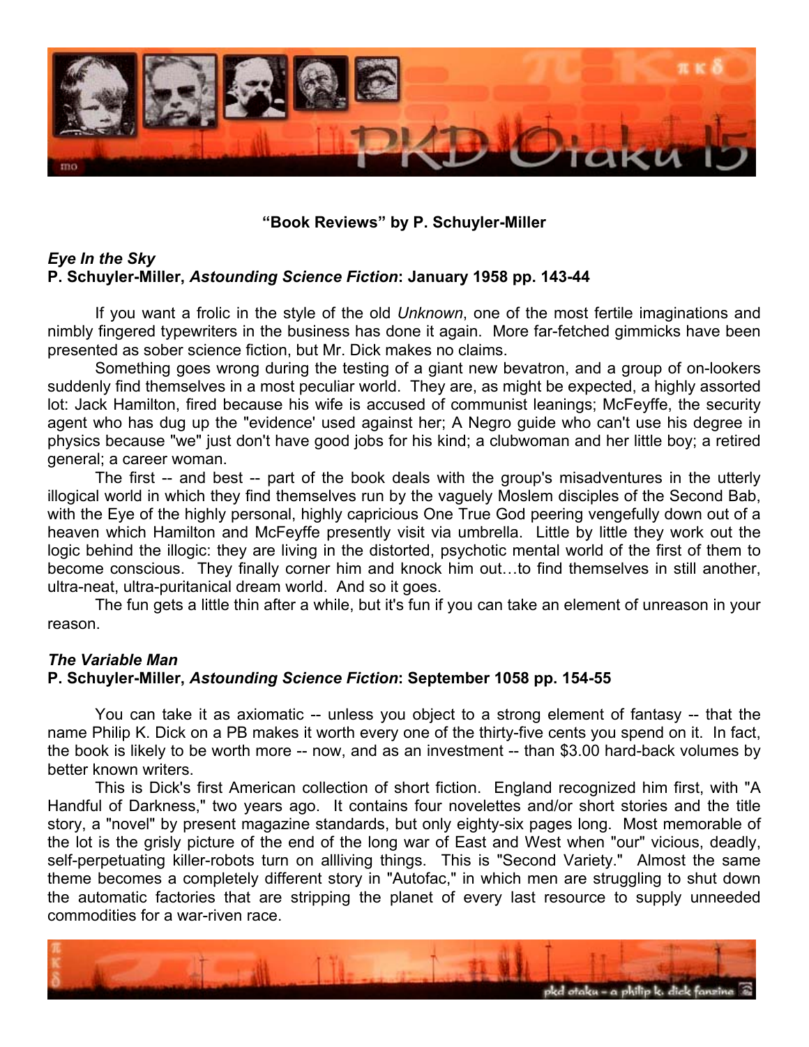**"Book Reviews" by P. Schuyler-Miller**

***Eye In the Sky***
**P. Schuyler-Miller, *Astounding Science Fiction*: January 1958 pp. 143-44**

If you want a frolic in the style of the old *Unknown*, one of the most fertile imaginations and nimbly fingered typewriters in the business has done it again. More far-fetched gimmicks have been presented as sober science fiction, but Mr. Dick makes no claims.

Something goes wrong during the testing of a giant new bevatron, and a group of on-lookers suddenly find themselves in a most peculiar world. They are, as might be expected, a highly assorted lot: Jack Hamilton, fired because his wife is accused of communist leanings; McFeyffe, the security agent who has dug up the "evidence' used against her; A Negro guide who can't use his degree in physics because "we" just don't have good jobs for his kind; a clubwoman and her little boy; a retired general; a career woman.

The first -- and best -- part of the book deals with the group's misadventures in the utterly illogical world in which they find themselves run by the vaguely Moslem disciples of the Second Bab, with the Eye of the highly personal, highly capricious One True God peering vengefully down out of a heaven which Hamilton and McFeyffe presently visit via umbrella. Little by little they work out the logic behind the illogic: they are living in the distorted, psychotic mental world of the first of them to become conscious. They finally corner him and knock him out…to find themselves in still another, ultra-neat, ultra-puritanical dream world. And so it goes.

The fun gets a little thin after a while, but it's fun if you can take an element of unreason in your reason.

***The Variable Man***
**P. Schuyler-Miller, *Astounding Science Fiction*: September 1058 pp. 154-55**

You can take it as axiomatic -- unless you object to a strong element of fantasy -- that the name Philip K. Dick on a PB makes it worth every one of the thirty-five cents you spend on it. In fact, the book is likely to be worth more -- now, and as an investment -- than $3.00 hard-back volumes by better known writers.

This is Dick's first American collection of short fiction. England recognized him first, with "A Handful of Darkness," two years ago. It contains four novelettes and/or short stories and the title story, a "novel" by present magazine standards, but only eighty-six pages long. Most memorable of the lot is the grisly picture of the end of the long war of East and West when "our" vicious, deadly, self-perpetuating killer-robots turn on allliving things. This is "Second Variety." Almost the same theme becomes a completely different story in "Autofac," in which men are struggling to shut down the automatic factories that are stripping the planet of every last resource to supply unneeded commodities for a war-riven race.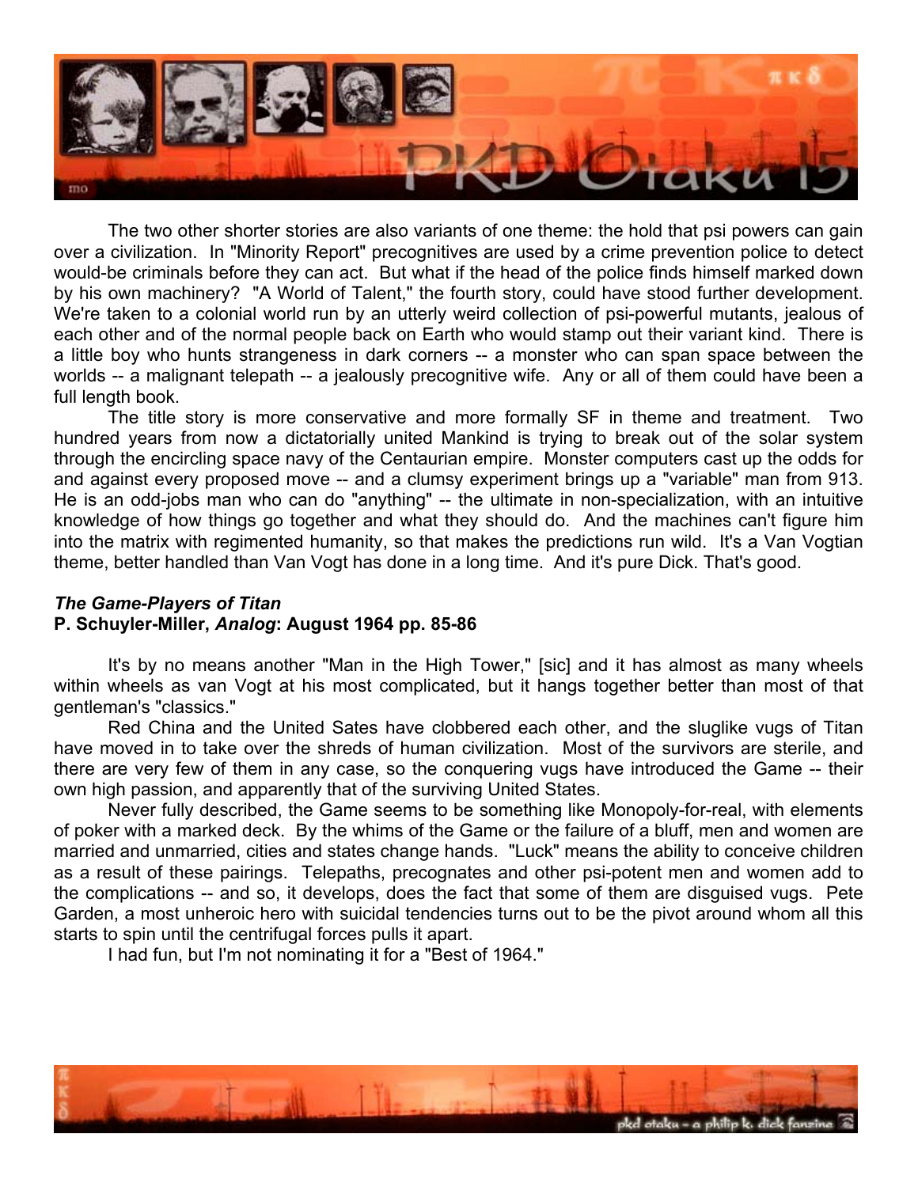The two other shorter stories are also variants of one theme: the hold that psi powers can gain over a civilization. In "Minority Report" precognitives are used by a crime prevention police to detect would-be criminals before they can act. But what if the head of the police finds himself marked down by his own machinery? "A World of Talent," the fourth story, could have stood further development. We're taken to a colonial world run by an utterly weird collection of psi-powerful mutants, jealous of each other and of the normal people back on Earth who would stamp out their variant kind. There is a little boy who hunts strangeness in dark corners -- a monster who can span space between the worlds -- a malignant telepath -- a jealously precognitive wife. Any or all of them could have been a full length book.

The title story is more conservative and more formally SF in theme and treatment. Two hundred years from now a dictatorially united Mankind is trying to break out of the solar system through the encircling space navy of the Centaurian empire. Monster computers cast up the odds for and against every proposed move -- and a clumsy experiment brings up a "variable" man from 913. He is an odd-jobs man who can do "anything" -- the ultimate in non-specialization, with an intuitive knowledge of how things go together and what they should do. And the machines can't figure him into the matrix with regimented humanity, so that makes the predictions run wild. It's a Van Vogtian theme, better handled than Van Vogt has done in a long time. And it's pure Dick. That's good.

***The Game-Players of Titan***
**P. Schuyler-Miller, *Analog*: August 1964 pp. 85-86**

It's by no means another "Man in the High Tower," [sic] and it has almost as many wheels within wheels as van Vogt at his most complicated, but it hangs together better than most of that gentleman's "classics."

Red China and the United Sates have clobbered each other, and the sluglike vugs of Titan have moved in to take over the shreds of human civilization. Most of the survivors are sterile, and there are very few of them in any case, so the conquering vugs have introduced the Game -- their own high passion, and apparently that of the surviving United States.

Never fully described, the Game seems to be something like Monopoly-for-real, with elements of poker with a marked deck. By the whims of the Game or the failure of a bluff, men and women are married and unmarried, cities and states change hands. "Luck" means the ability to conceive children as a result of these pairings. Telepaths, precognates and other psi-potent men and women add to the complications -- and so, it develops, does the fact that some of them are disguised vugs. Pete Garden, a most unheroic hero with suicidal tendencies turns out to be the pivot around whom all this starts to spin until the centrifugal forces pulls it apart.

I had fun, but I'm not nominating it for a "Best of 1964."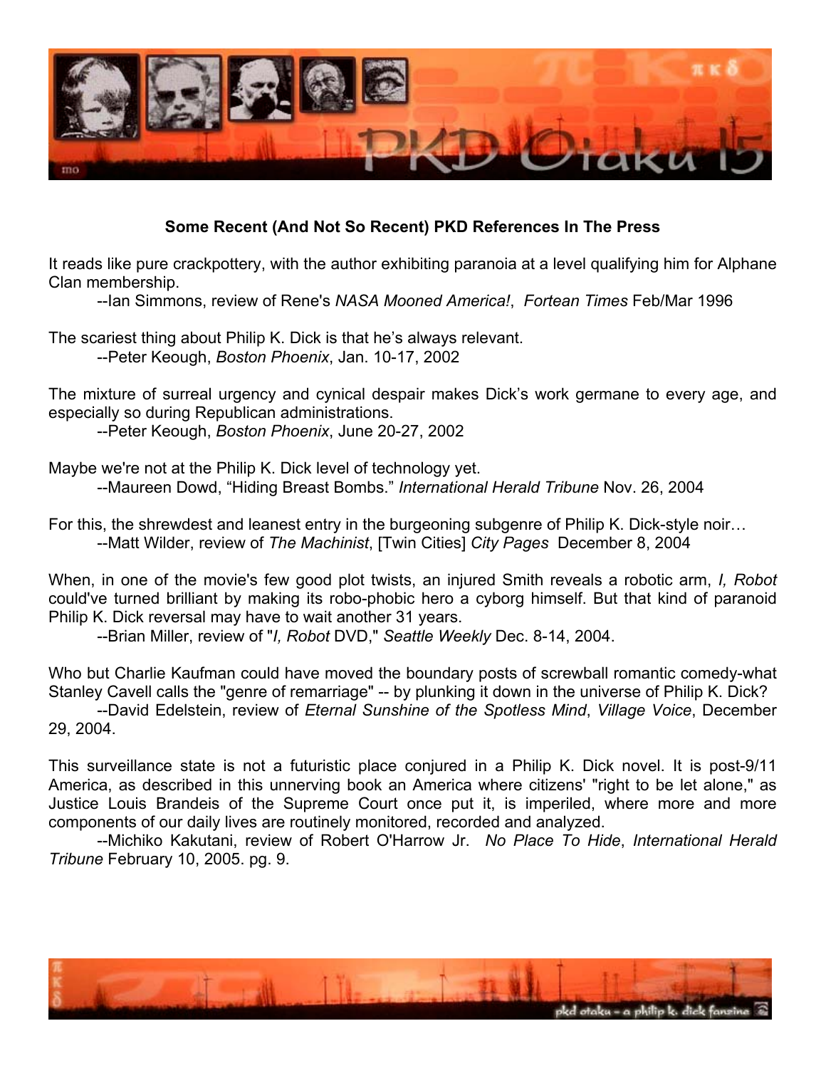**Some Recent (And Not So Recent) PKD References In The Press**

It reads like pure crackpottery, with the author exhibiting paranoia at a level qualifying him for Alphane Clan membership.

--Ian Simmons, review of Rene's *NASA Mooned America!*, *Fortean Times* Feb/Mar 1996

The scariest thing about Philip K. Dick is that he's always relevant.

--Peter Keough, *Boston Phoenix*, Jan. 10-17, 2002

The mixture of surreal urgency and cynical despair makes Dick's work germane to every age, and especially so during Republican administrations.

--Peter Keough, *Boston Phoenix*, June 20-27, 2002

Maybe we're not at the Philip K. Dick level of technology yet.

--Maureen Dowd, "Hiding Breast Bombs." *International Herald Tribune* Nov. 26, 2004

For this, the shrewdest and leanest entry in the burgeoning subgenre of Philip K. Dick-style noir…

--Matt Wilder, review of *The Machinist*, [Twin Cities] *City Pages* December 8, 2004

When, in one of the movie's few good plot twists, an injured Smith reveals a robotic arm, *I, Robot* could've turned brilliant by making its robo-phobic hero a cyborg himself. But that kind of paranoid Philip K. Dick reversal may have to wait another 31 years.

--Brian Miller, review of "*I, Robot* DVD," *Seattle Weekly* Dec. 8-14, 2004.

Who but Charlie Kaufman could have moved the boundary posts of screwball romantic comedy-what Stanley Cavell calls the "genre of remarriage" -- by plunking it down in the universe of Philip K. Dick?

--David Edelstein, review of *Eternal Sunshine of the Spotless Mind*, *Village Voice*, December 29, 2004.

This surveillance state is not a futuristic place conjured in a Philip K. Dick novel. It is post-9/11 America, as described in this unnerving book an America where citizens' "right to be let alone," as Justice Louis Brandeis of the Supreme Court once put it, is imperiled, where more and more components of our daily lives are routinely monitored, recorded and analyzed.

--Michiko Kakutani, review of Robert O'Harrow Jr. *No Place To Hide*, *International Herald Tribune* February 10, 2005. pg. 9.